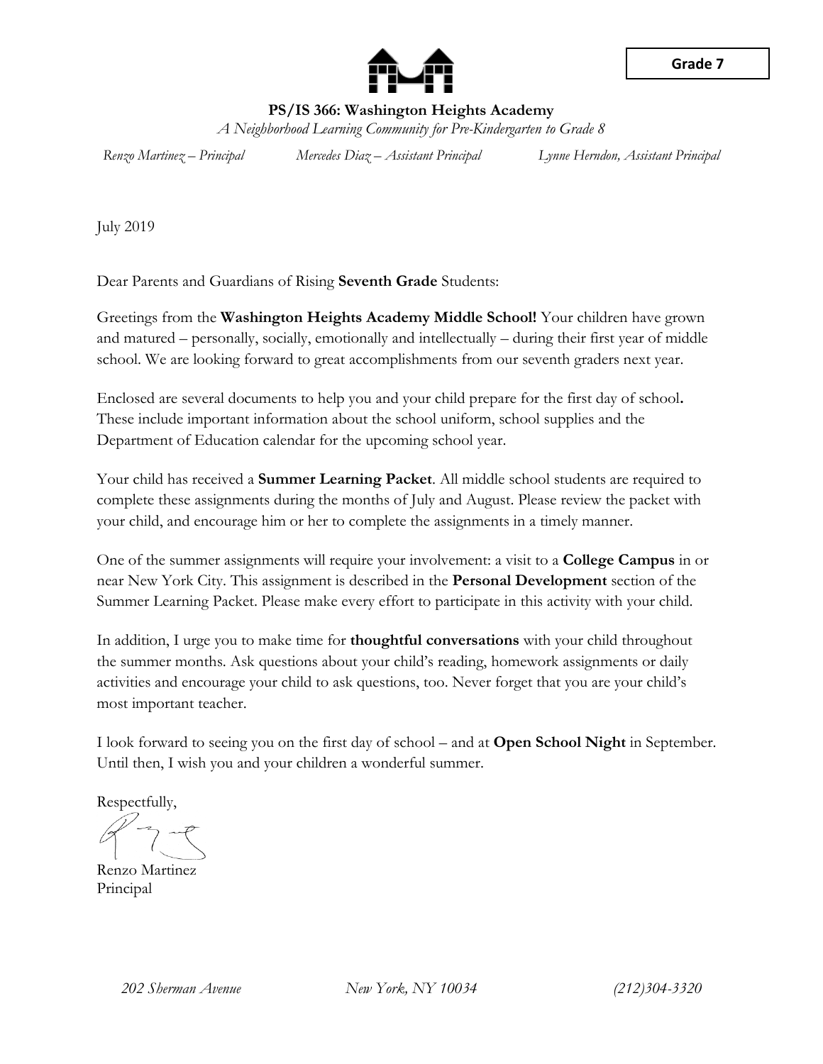**Grade 7**

**PS/IS 366: Washington Heights Academy**

*A Neighborhood Learning Community for Pre-Kindergarten to Grade 8*

*Renzo Martinez – Principal* *Mercedes Diaz – Assistant Principal* *Lynne Herndon, Assistant Principal*

July 2019

Dear Parents and Guardians of Rising **Seventh Grade** Students:

Greetings from the **Washington Heights Academy Middle School!** Your children have grown and matured – personally, socially, emotionally and intellectually – during their first year of middle school. We are looking forward to great accomplishments from our seventh graders next year.

Enclosed are several documents to help you and your child prepare for the first day of school**.** These include important information about the school uniform, school supplies and the Department of Education calendar for the upcoming school year.

Your child has received a **Summer Learning Packet**. All middle school students are required to complete these assignments during the months of July and August. Please review the packet with your child, and encourage him or her to complete the assignments in a timely manner.

One of the summer assignments will require your involvement: a visit to a **College Campus** in or near New York City. This assignment is described in the **Personal Development** section of the Summer Learning Packet. Please make every effort to participate in this activity with your child.

In addition, I urge you to make time for **thoughtful conversations** with your child throughout the summer months. Ask questions about your child's reading, homework assignments or daily activities and encourage your child to ask questions, too. Never forget that you are your child's most important teacher.

I look forward to seeing you on the first day of school – and at **Open School Night** in September. Until then, I wish you and your children a wonderful summer.

Respectfully,

Renzo Martinez
Principal

*202 Sherman Avenue* *New York, NY 10034* *(212)304-3320*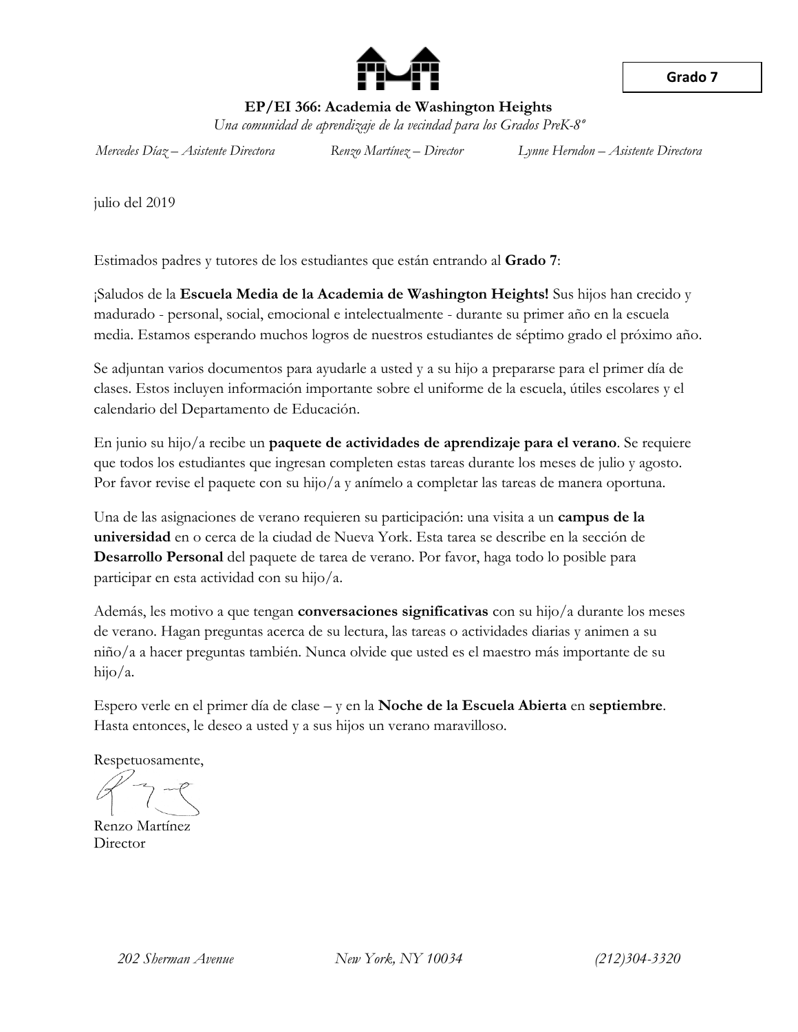**Grado 7**

**EP/EI 366: Academia de Washington Heights**

*Una comunidad de aprendizaje de la vecindad para los Grados PreK-8º*

*Mercedes Díaz – Asistente Directora* *Renzo Martínez – Director* *Lynne Herndon – Asistente Directora*

julio del 2019

Estimados padres y tutores de los estudiantes que están entrando al **Grado 7**:

¡Saludos de la **Escuela Media de la Academia de Washington Heights!** Sus hijos han crecido y madurado - personal, social, emocional e intelectualmente - durante su primer año en la escuela media. Estamos esperando muchos logros de nuestros estudiantes de séptimo grado el próximo año.

Se adjuntan varios documentos para ayudarle a usted y a su hijo a prepararse para el primer día de clases. Estos incluyen información importante sobre el uniforme de la escuela, útiles escolares y el calendario del Departamento de Educación.

En junio su hijo/a recibe un **paquete de actividades de aprendizaje para el verano**. Se requiere que todos los estudiantes que ingresan completen estas tareas durante los meses de julio y agosto. Por favor revise el paquete con su hijo/a y anímelo a completar las tareas de manera oportuna.

Una de las asignaciones de verano requieren su participación: una visita a un **campus de la universidad** en o cerca de la ciudad de Nueva York. Esta tarea se describe en la sección de **Desarrollo Personal** del paquete de tarea de verano. Por favor, haga todo lo posible para participar en esta actividad con su hijo/a.

Además, les motivo a que tengan **conversaciones significativas** con su hijo/a durante los meses de verano. Hagan preguntas acerca de su lectura, las tareas o actividades diarias y animen a su niño/a a hacer preguntas también. Nunca olvide que usted es el maestro más importante de su hijo/a.

Espero verle en el primer día de clase – y en la **Noche de la Escuela Abierta** en **septiembre**. Hasta entonces, le deseo a usted y a sus hijos un verano maravilloso.

Respetuosamente,

Renzo Martínez
Director

*202 Sherman Avenue* *New York, NY 10034* *(212)304-3320*